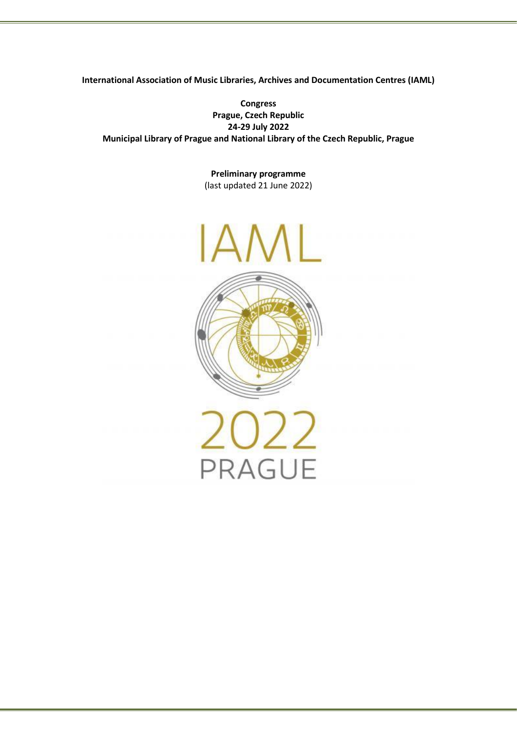**International Association of Music Libraries, Archives and Documentation Centres (IAML)**

**Congress**
**Prague, Czech Republic**
**24-29 July 2022**
**Municipal Library of Prague and National Library of the Czech Republic, Prague**

**Preliminary programme**
(last updated 21 June 2022)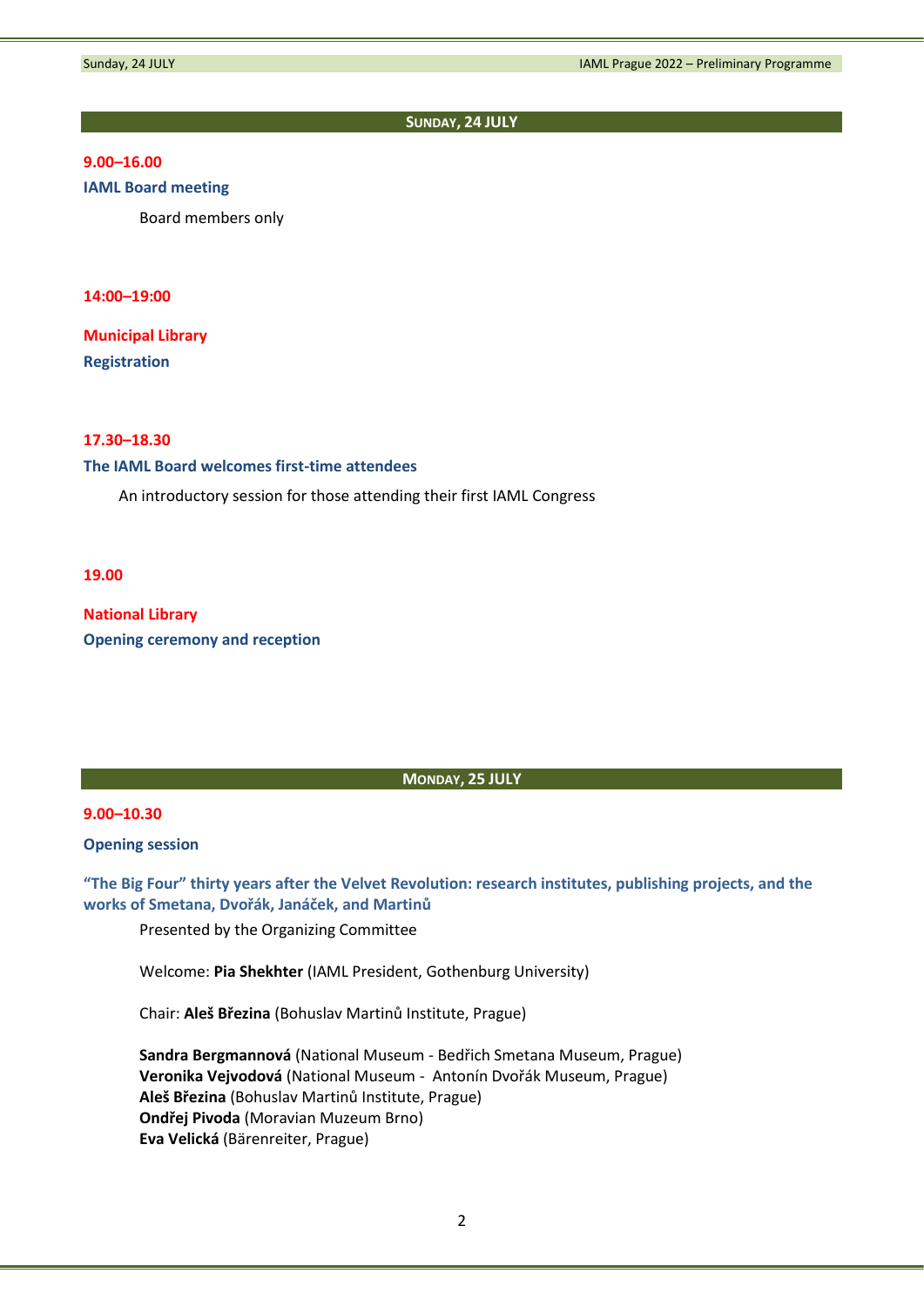## SUNDAY, 24 JULY

**9.00–16.00**

**IAML Board meeting**

Board members only

**14:00–19:00**

**Municipal Library**

**Registration**

**17.30–18.30**

**The IAML Board welcomes first-time attendees**

An introductory session for those attending their first IAML Congress

**19.00**

**National Library**

**Opening ceremony and reception**

## MONDAY, 25 JULY

**9.00–10.30**

**Opening session**

**"The Big Four" thirty years after the Velvet Revolution: research institutes, publishing projects, and the works of Smetana, Dvořák, Janáček, and Martinů**

Presented by the Organizing Committee

Welcome: **Pia Shekhter** (IAML President, Gothenburg University)

Chair: **Aleš Březina** (Bohuslav Martinů Institute, Prague)

**Sandra Bergmannová** (National Museum - Bedřich Smetana Museum, Prague)
**Veronika Vejvodová** (National Museum - Antonín Dvořák Museum, Prague)
**Aleš Březina** (Bohuslav Martinů Institute, Prague)
**Ondřej Pivoda** (Moravian Muzeum Brno)
**Eva Velická** (Bärenreiter, Prague)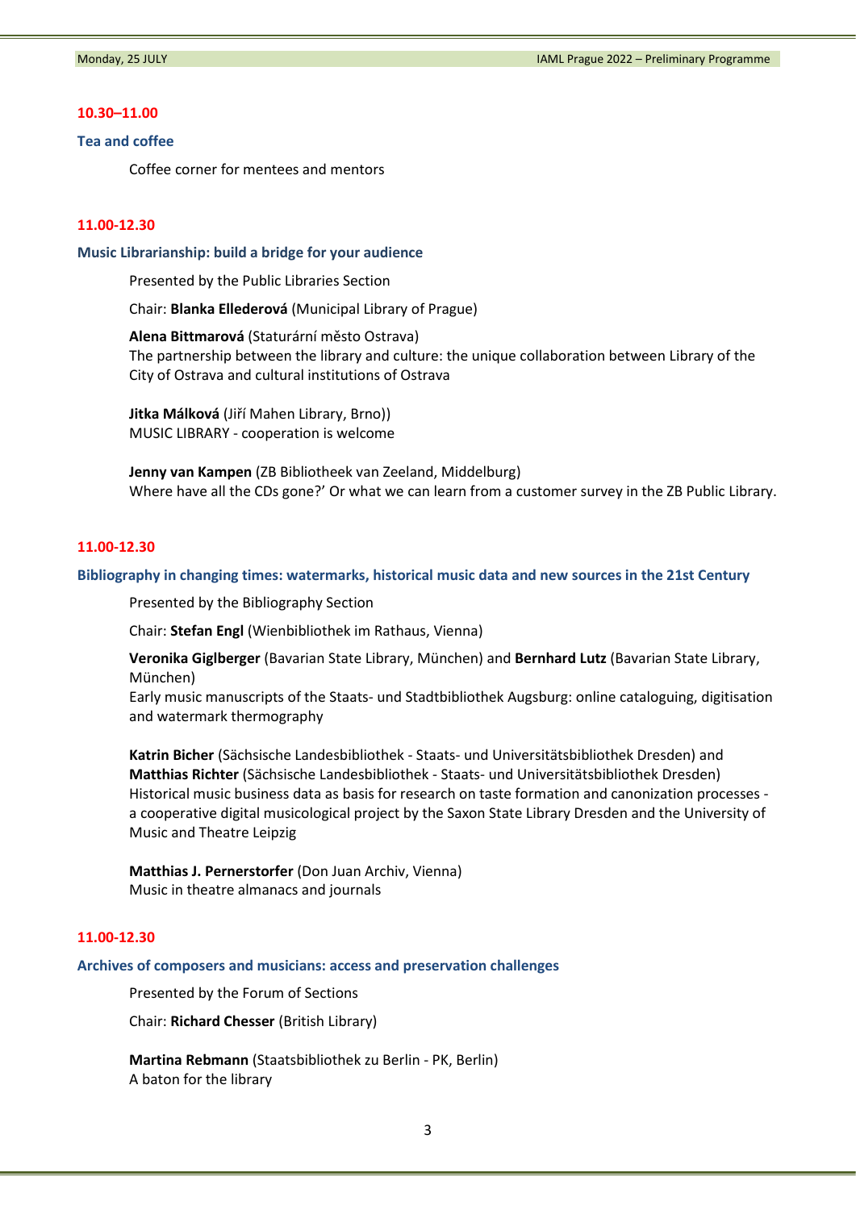**10.30–11.00**

**Tea and coffee**

Coffee corner for mentees and mentors

**11.00-12.30**

**Music Librarianship: build a bridge for your audience**

Presented by the Public Libraries Section

Chair: **Blanka Ellederová** (Municipal Library of Prague)

**Alena Bittmarová** (Staturární město Ostrava)
The partnership between the library and culture: the unique collaboration between Library of the City of Ostrava and cultural institutions of Ostrava

**Jitka Málková** (Jiří Mahen Library, Brno))
MUSIC LIBRARY - cooperation is welcome

**Jenny van Kampen** (ZB Bibliotheek van Zeeland, Middelburg)
Where have all the CDs gone?' Or what we can learn from a customer survey in the ZB Public Library.

**11.00-12.30**

**Bibliography in changing times: watermarks, historical music data and new sources in the 21st Century**

Presented by the Bibliography Section

Chair: **Stefan Engl** (Wienbibliothek im Rathaus, Vienna)

**Veronika Giglberger** (Bavarian State Library, München) and **Bernhard Lutz** (Bavarian State Library, München)
Early music manuscripts of the Staats- und Stadtbibliothek Augsburg: online cataloguing, digitisation and watermark thermography

**Katrin Bicher** (Sächsische Landesbibliothek - Staats- und Universitätsbibliothek Dresden) and **Matthias Richter** (Sächsische Landesbibliothek - Staats- und Universitätsbibliothek Dresden)
Historical music business data as basis for research on taste formation and canonization processes - a cooperative digital musicological project by the Saxon State Library Dresden and the University of Music and Theatre Leipzig

**Matthias J. Pernerstorfer** (Don Juan Archiv, Vienna)
Music in theatre almanacs and journals

**11.00-12.30**

**Archives of composers and musicians: access and preservation challenges**

Presented by the Forum of Sections

Chair: **Richard Chesser** (British Library)

**Martina Rebmann** (Staatsbibliothek zu Berlin - PK, Berlin)
A baton for the library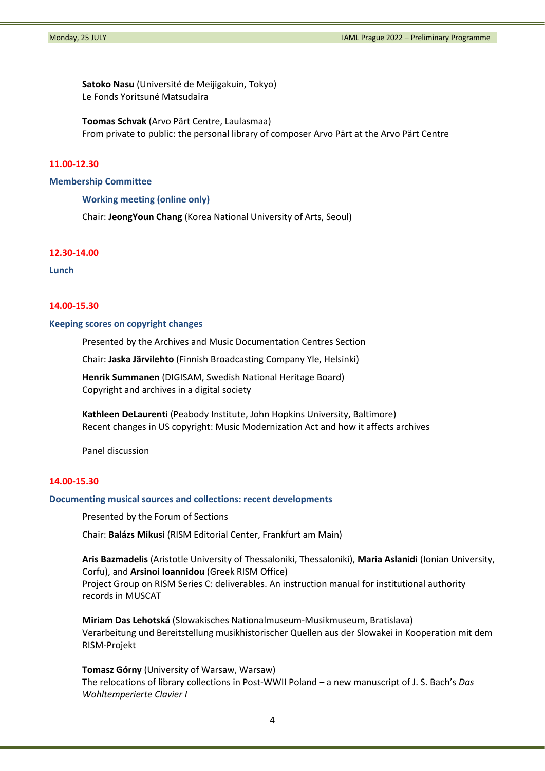**Satoko Nasu** (Université de Meijigakuin, Tokyo)
Le Fonds Yoritsuné Matsudaïra

**Toomas Schvak** (Arvo Pärt Centre, Laulasmaa)
From private to public: the personal library of composer Arvo Pärt at the Arvo Pärt Centre

**11.00-12.30**

### Membership Committee

#### Working meeting (online only)

Chair: **JeongYoun Chang** (Korea National University of Arts, Seoul)

**12.30-14.00**

### Lunch

**14.00-15.30**

### Keeping scores on copyright changes

Presented by the Archives and Music Documentation Centres Section

Chair: **Jaska Järvilehto** (Finnish Broadcasting Company Yle, Helsinki)

**Henrik Summanen** (DIGISAM, Swedish National Heritage Board)
Copyright and archives in a digital society

**Kathleen DeLaurenti** (Peabody Institute, John Hopkins University, Baltimore)
Recent changes in US copyright: Music Modernization Act and how it affects archives

Panel discussion

**14.00-15.30**

### Documenting musical sources and collections: recent developments

Presented by the Forum of Sections

Chair: **Balázs Mikusi** (RISM Editorial Center, Frankfurt am Main)

**Aris Bazmadelis** (Aristotle University of Thessaloniki, Thessaloniki), **Maria Aslanidi** (Ionian University, Corfu), and **Arsinoi Ioannidou** (Greek RISM Office)
Project Group on RISM Series C: deliverables. An instruction manual for institutional authority records in MUSCAT

**Miriam Das Lehotská** (Slowakisches Nationalmuseum-Musikmuseum, Bratislava)
Verarbeitung und Bereitstellung musikhistorischer Quellen aus der Slowakei in Kooperation mit dem RISM-Projekt

**Tomasz Górny** (University of Warsaw, Warsaw)
The relocations of library collections in Post-WWII Poland – a new manuscript of J. S. Bach's *Das Wohltemperierte Clavier I*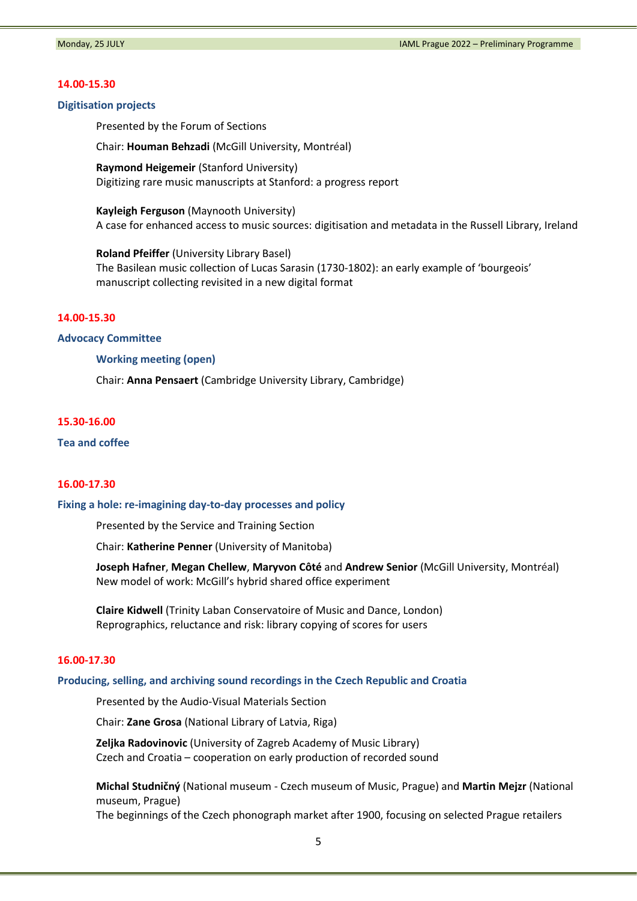**14.00-15.30**

### Digitisation projects

Presented by the Forum of Sections

Chair: **Houman Behzadi** (McGill University, Montréal)

**Raymond Heigemeir** (Stanford University)
Digitizing rare music manuscripts at Stanford: a progress report

**Kayleigh Ferguson** (Maynooth University)
A case for enhanced access to music sources: digitisation and metadata in the Russell Library, Ireland

**Roland Pfeiffer** (University Library Basel)
The Basilean music collection of Lucas Sarasin (1730-1802): an early example of 'bourgeois' manuscript collecting revisited in a new digital format

**14.00-15.30**

### Advocacy Committee

#### Working meeting (open)

Chair: **Anna Pensaert** (Cambridge University Library, Cambridge)

**15.30-16.00**

### Tea and coffee

**16.00-17.30**

### Fixing a hole: re-imagining day-to-day processes and policy

Presented by the Service and Training Section

Chair: **Katherine Penner** (University of Manitoba)

**Joseph Hafner**, **Megan Chellew**, **Maryvon Côté** and **Andrew Senior** (McGill University, Montréal)
New model of work: McGill's hybrid shared office experiment

**Claire Kidwell** (Trinity Laban Conservatoire of Music and Dance, London)
Reprographics, reluctance and risk: library copying of scores for users

**16.00-17.30**

### Producing, selling, and archiving sound recordings in the Czech Republic and Croatia

Presented by the Audio-Visual Materials Section

Chair: **Zane Grosa** (National Library of Latvia, Riga)

**Zeljka Radovinovic** (University of Zagreb Academy of Music Library)
Czech and Croatia – cooperation on early production of recorded sound

**Michal Studničný** (National museum - Czech museum of Music, Prague) and **Martin Mejzr** (National museum, Prague)
The beginnings of the Czech phonograph market after 1900, focusing on selected Prague retailers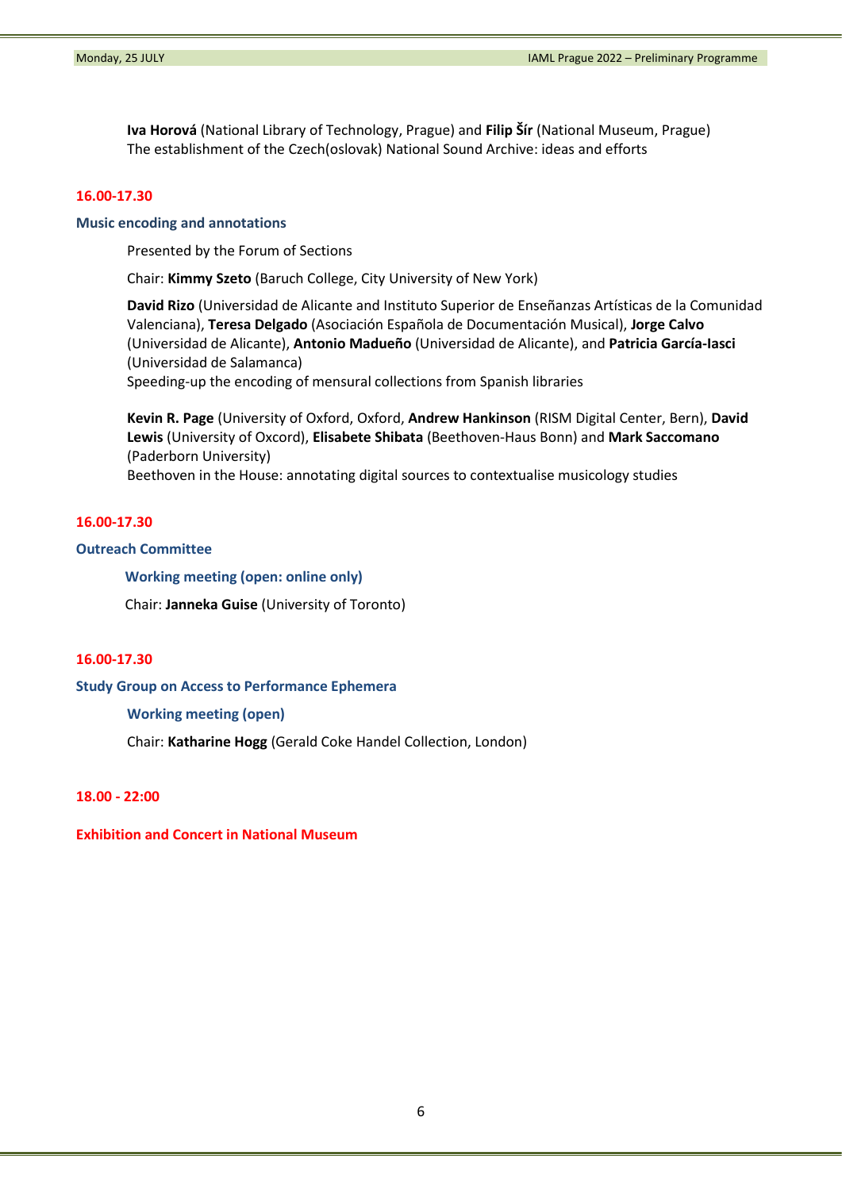**Iva Horová** (National Library of Technology, Prague) and **Filip Šír** (National Museum, Prague)
The establishment of the Czech(oslovak) National Sound Archive: ideas and efforts

**16.00-17.30**

### Music encoding and annotations

Presented by the Forum of Sections

Chair: **Kimmy Szeto** (Baruch College, City University of New York)

**David Rizo** (Universidad de Alicante and Instituto Superior de Enseñanzas Artísticas de la Comunidad Valenciana), **Teresa Delgado** (Asociación Española de Documentación Musical), **Jorge Calvo** (Universidad de Alicante), **Antonio Madueño** (Universidad de Alicante), and **Patricia García-Iasci** (Universidad de Salamanca)
Speeding-up the encoding of mensural collections from Spanish libraries

**Kevin R. Page** (University of Oxford, Oxford, **Andrew Hankinson** (RISM Digital Center, Bern), **David Lewis** (University of Oxcord), **Elisabete Shibata** (Beethoven-Haus Bonn) and **Mark Saccomano** (Paderborn University)
Beethoven in the House: annotating digital sources to contextualise musicology studies

**16.00-17.30**

### Outreach Committee

**Working meeting (open: online only)**

Chair: **Janneka Guise** (University of Toronto)

**16.00-17.30**

### Study Group on Access to Performance Ephemera

**Working meeting (open)**

Chair: **Katharine Hogg** (Gerald Coke Handel Collection, London)

**18.00 - 22:00**

### Exhibition and Concert in National Museum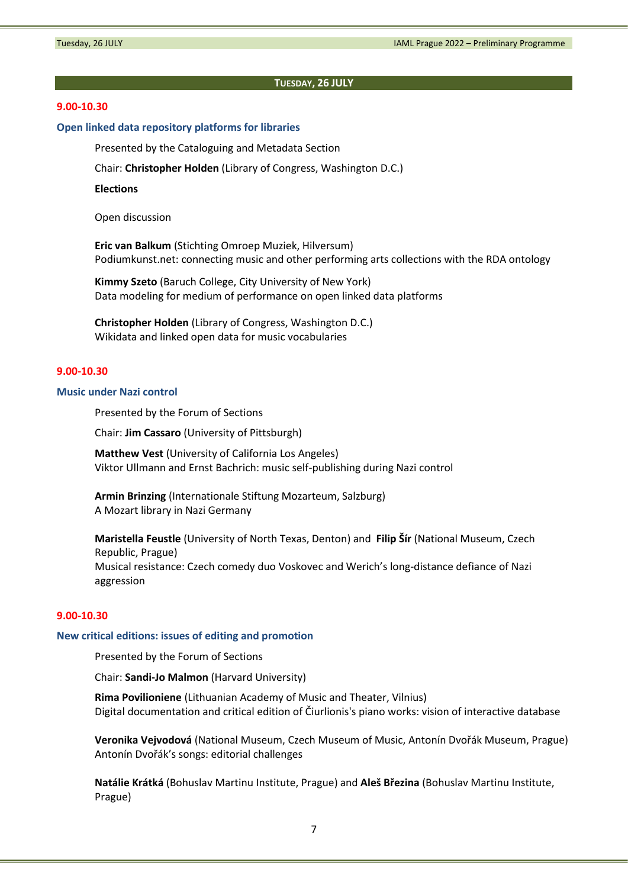## TUESDAY, 26 JULY

**9.00-10.30**

### Open linked data repository platforms for libraries

Presented by the Cataloguing and Metadata Section

Chair: **Christopher Holden** (Library of Congress, Washington D.C.)

**Elections**

Open discussion

**Eric van Balkum** (Stichting Omroep Muziek, Hilversum)
Podiumkunst.net: connecting music and other performing arts collections with the RDA ontology

**Kimmy Szeto** (Baruch College, City University of New York)
Data modeling for medium of performance on open linked data platforms

**Christopher Holden** (Library of Congress, Washington D.C.)
Wikidata and linked open data for music vocabularies

**9.00-10.30**

### Music under Nazi control

Presented by the Forum of Sections

Chair: **Jim Cassaro** (University of Pittsburgh)

**Matthew Vest** (University of California Los Angeles)
Viktor Ullmann and Ernst Bachrich: music self-publishing during Nazi control

**Armin Brinzing** (Internationale Stiftung Mozarteum, Salzburg)
A Mozart library in Nazi Germany

**Maristella Feustle** (University of North Texas, Denton) and **Filip Šír** (National Museum, Czech Republic, Prague)
Musical resistance: Czech comedy duo Voskovec and Werich's long-distance defiance of Nazi aggression

**9.00-10.30**

### New critical editions: issues of editing and promotion

Presented by the Forum of Sections

Chair: **Sandi-Jo Malmon** (Harvard University)

**Rima Povilioniene** (Lithuanian Academy of Music and Theater, Vilnius)
Digital documentation and critical edition of Čiurlionis's piano works: vision of interactive database

**Veronika Vejvodová** (National Museum, Czech Museum of Music, Antonín Dvořák Museum, Prague)
Antonín Dvořák's songs: editorial challenges

**Natálie Krátká** (Bohuslav Martinu Institute, Prague) and **Aleš Březina** (Bohuslav Martinu Institute, Prague)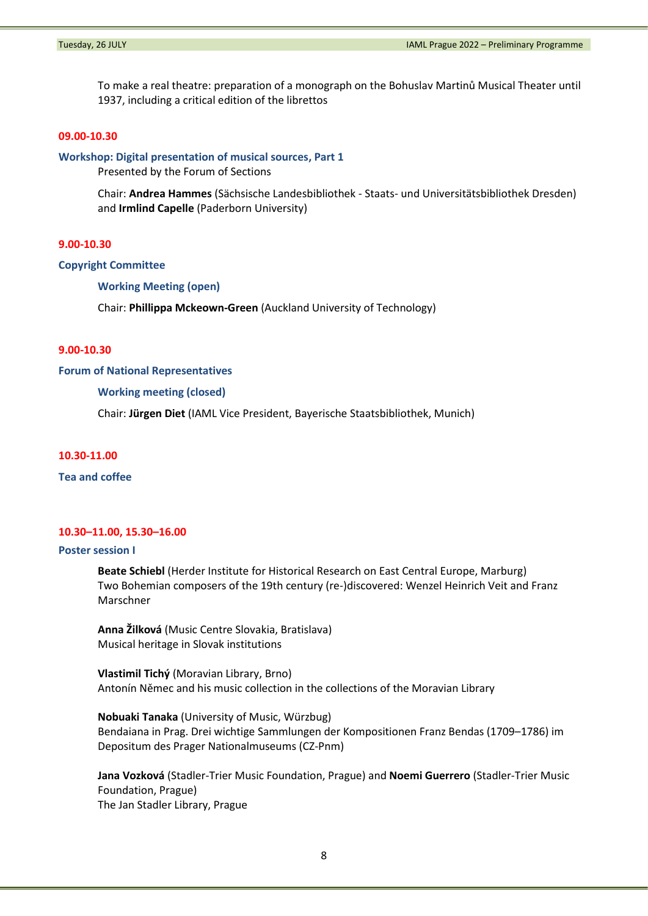To make a real theatre: preparation of a monograph on the Bohuslav Martinů Musical Theater until 1937, including a critical edition of the librettos

**09.00-10.30**

### Workshop: Digital presentation of musical sources, Part 1

Presented by the Forum of Sections

Chair: **Andrea Hammes** (Sächsische Landesbibliothek - Staats- und Universitätsbibliothek Dresden) and **Irmlind Capelle** (Paderborn University)

**9.00-10.30**

### Copyright Committee

#### Working Meeting (open)

Chair: **Phillippa Mckeown-Green** (Auckland University of Technology)

**9.00-10.30**

### Forum of National Representatives

#### Working meeting (closed)

Chair: **Jürgen Diet** (IAML Vice President, Bayerische Staatsbibliothek, Munich)

**10.30-11.00**

### Tea and coffee

**10.30–11.00, 15.30–16.00**

### Poster session I

**Beate Schiebl** (Herder Institute for Historical Research on East Central Europe, Marburg)
Two Bohemian composers of the 19th century (re-)discovered: Wenzel Heinrich Veit and Franz Marschner

**Anna Žilková** (Music Centre Slovakia, Bratislava)
Musical heritage in Slovak institutions

**Vlastimil Tichý** (Moravian Library, Brno)
Antonín Němec and his music collection in the collections of the Moravian Library

**Nobuaki Tanaka** (University of Music, Würzbug)
Bendaiana in Prag. Drei wichtige Sammlungen der Kompositionen Franz Bendas (1709–1786) im Depositum des Prager Nationalmuseums (CZ-Pnm)

**Jana Vozková** (Stadler-Trier Music Foundation, Prague) and **Noemi Guerrero** (Stadler-Trier Music Foundation, Prague)
The Jan Stadler Library, Prague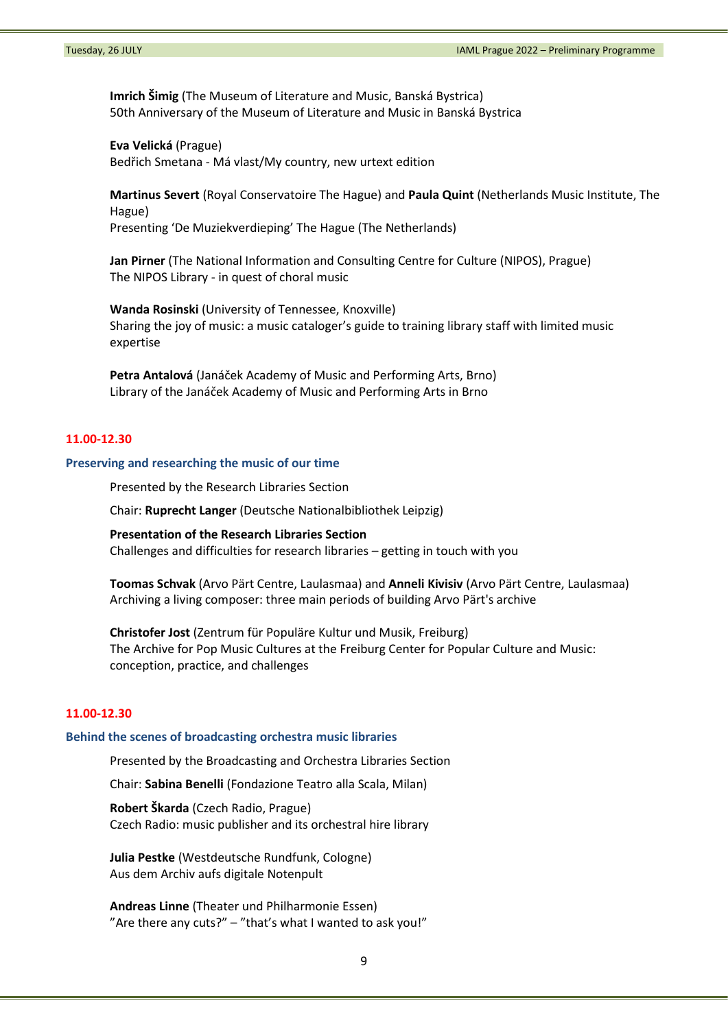**Imrich Šimig** (The Museum of Literature and Music, Banská Bystrica)
50th Anniversary of the Museum of Literature and Music in Banská Bystrica

**Eva Velická** (Prague)
Bedřich Smetana - Má vlast/My country, new urtext edition

**Martinus Severt** (Royal Conservatoire The Hague) and **Paula Quint** (Netherlands Music Institute, The Hague)
Presenting 'De Muziekverdieping' The Hague (The Netherlands)

**Jan Pirner** (The National Information and Consulting Centre for Culture (NIPOS), Prague)
The NIPOS Library - in quest of choral music

**Wanda Rosinski** (University of Tennessee, Knoxville)
Sharing the joy of music: a music cataloger's guide to training library staff with limited music expertise

**Petra Antalová** (Janáček Academy of Music and Performing Arts, Brno)
Library of the Janáček Academy of Music and Performing Arts in Brno

## 11.00-12.30

### Preserving and researching the music of our time

Presented by the Research Libraries Section

Chair: **Ruprecht Langer** (Deutsche Nationalbibliothek Leipzig)

**Presentation of the Research Libraries Section**
Challenges and difficulties for research libraries – getting in touch with you

**Toomas Schvak** (Arvo Pärt Centre, Laulasmaa) and **Anneli Kivisiv** (Arvo Pärt Centre, Laulasmaa)
Archiving a living composer: three main periods of building Arvo Pärt's archive

**Christofer Jost** (Zentrum für Populäre Kultur und Musik, Freiburg)
The Archive for Pop Music Cultures at the Freiburg Center for Popular Culture and Music: conception, practice, and challenges

## 11.00-12.30

### Behind the scenes of broadcasting orchestra music libraries

Presented by the Broadcasting and Orchestra Libraries Section

Chair: **Sabina Benelli** (Fondazione Teatro alla Scala, Milan)

**Robert Škarda** (Czech Radio, Prague)
Czech Radio: music publisher and its orchestral hire library

**Julia Pestke** (Westdeutsche Rundfunk, Cologne)
Aus dem Archiv aufs digitale Notenpult

**Andreas Linne** (Theater und Philharmonie Essen)
"Are there any cuts?" – "that's what I wanted to ask you!"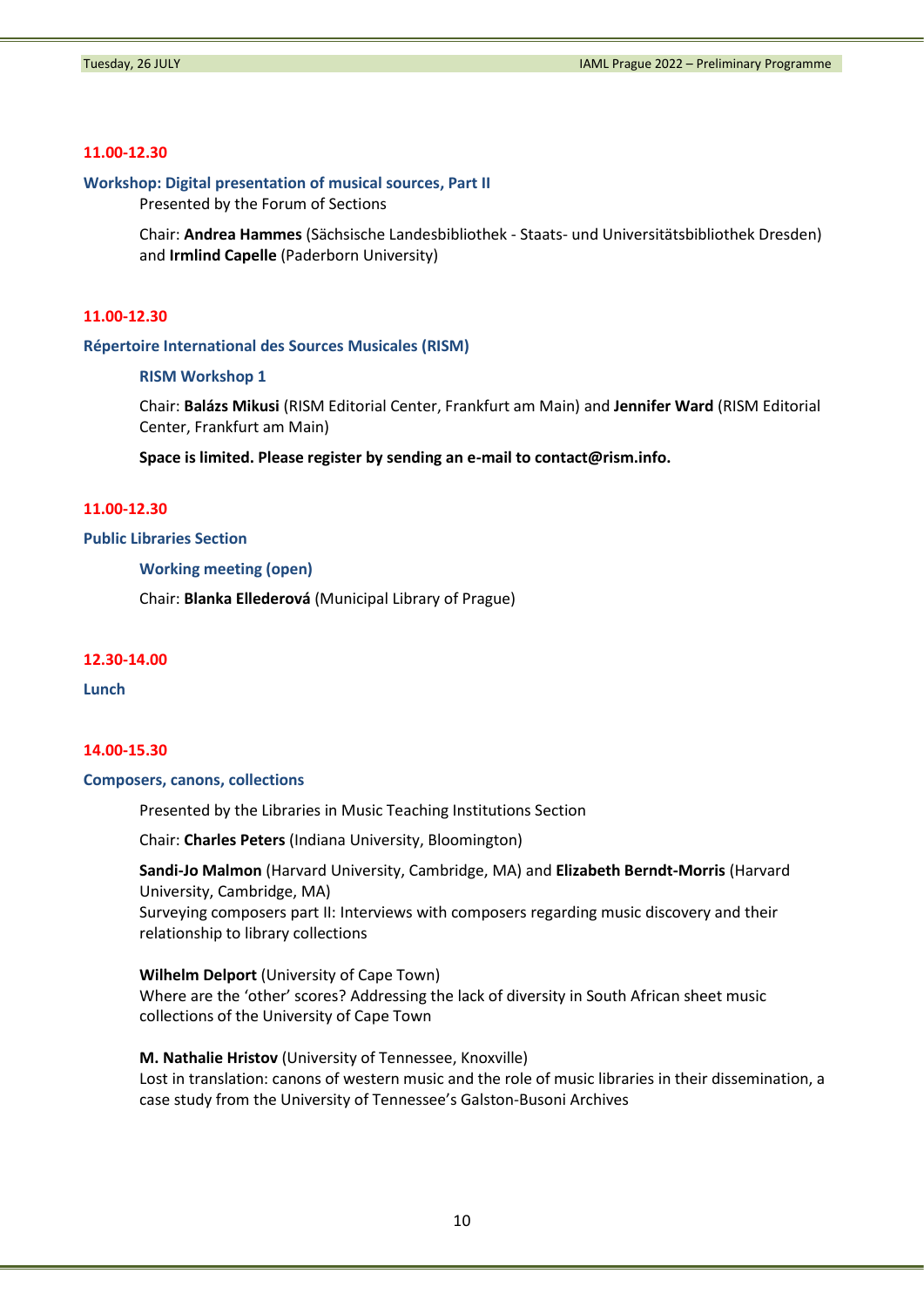**11.00-12.30**

**Workshop: Digital presentation of musical sources, Part II**

Presented by the Forum of Sections

Chair: **Andrea Hammes** (Sächsische Landesbibliothek - Staats- und Universitätsbibliothek Dresden) and **Irmlind Capelle** (Paderborn University)

**11.00-12.30**

**Répertoire International des Sources Musicales (RISM)**

**RISM Workshop 1**

Chair: **Balázs Mikusi** (RISM Editorial Center, Frankfurt am Main) and **Jennifer Ward** (RISM Editorial Center, Frankfurt am Main)

**Space is limited. Please register by sending an e-mail to contact@rism.info.**

**11.00-12.30**

**Public Libraries Section**

**Working meeting (open)**

Chair: **Blanka Ellederová** (Municipal Library of Prague)

**12.30-14.00**

**Lunch**

**14.00-15.30**

**Composers, canons, collections**

Presented by the Libraries in Music Teaching Institutions Section

Chair: **Charles Peters** (Indiana University, Bloomington)

**Sandi-Jo Malmon** (Harvard University, Cambridge, MA) and **Elizabeth Berndt-Morris** (Harvard University, Cambridge, MA)
Surveying composers part II: Interviews with composers regarding music discovery and their relationship to library collections

**Wilhelm Delport** (University of Cape Town)
Where are the 'other' scores? Addressing the lack of diversity in South African sheet music collections of the University of Cape Town

**M. Nathalie Hristov** (University of Tennessee, Knoxville)
Lost in translation: canons of western music and the role of music libraries in their dissemination, a case study from the University of Tennessee's Galston-Busoni Archives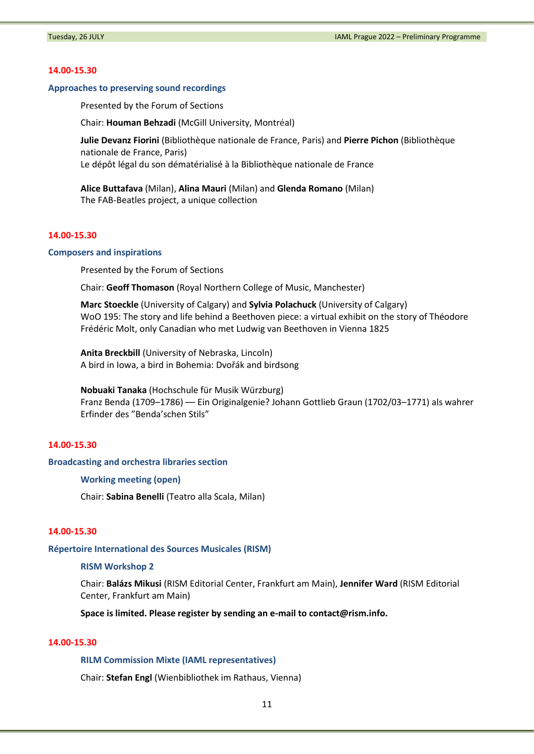**14.00-15.30**

### Approaches to preserving sound recordings

Presented by the Forum of Sections

Chair: **Houman Behzadi** (McGill University, Montréal)

**Julie Devanz Fiorini** (Bibliothèque nationale de France, Paris) and **Pierre Pichon** (Bibliothèque nationale de France, Paris)
Le dépôt légal du son dématérialisé à la Bibliothèque nationale de France

**Alice Buttafava** (Milan), **Alina Mauri** (Milan) and **Glenda Romano** (Milan)
The FAB-Beatles project, a unique collection

**14.00-15.30**

### Composers and inspirations

Presented by the Forum of Sections

Chair: **Geoff Thomason** (Royal Northern College of Music, Manchester)

**Marc Stoeckle** (University of Calgary) and **Sylvia Polachuck** (University of Calgary)
WoO 195: The story and life behind a Beethoven piece: a virtual exhibit on the story of Théodore Frédéric Molt, only Canadian who met Ludwig van Beethoven in Vienna 1825

**Anita Breckbill** (University of Nebraska, Lincoln)
A bird in Iowa, a bird in Bohemia: Dvořák and birdsong

**Nobuaki Tanaka** (Hochschule für Musik Würzburg)
Franz Benda (1709–1786) — Ein Originalgenie? Johann Gottlieb Graun (1702/03–1771) als wahrer Erfinder des "Benda'schen Stils"

**14.00-15.30**

### Broadcasting and orchestra libraries section

#### Working meeting (open)

Chair: **Sabina Benelli** (Teatro alla Scala, Milan)

**14.00-15.30**

### Répertoire International des Sources Musicales (RISM)

#### RISM Workshop 2

Chair: **Balázs Mikusi** (RISM Editorial Center, Frankfurt am Main), **Jennifer Ward** (RISM Editorial Center, Frankfurt am Main)

**Space is limited. Please register by sending an e-mail to contact@rism.info.**

**14.00-15.30**

#### RILM Commission Mixte (IAML representatives)

Chair: **Stefan Engl** (Wienbibliothek im Rathaus, Vienna)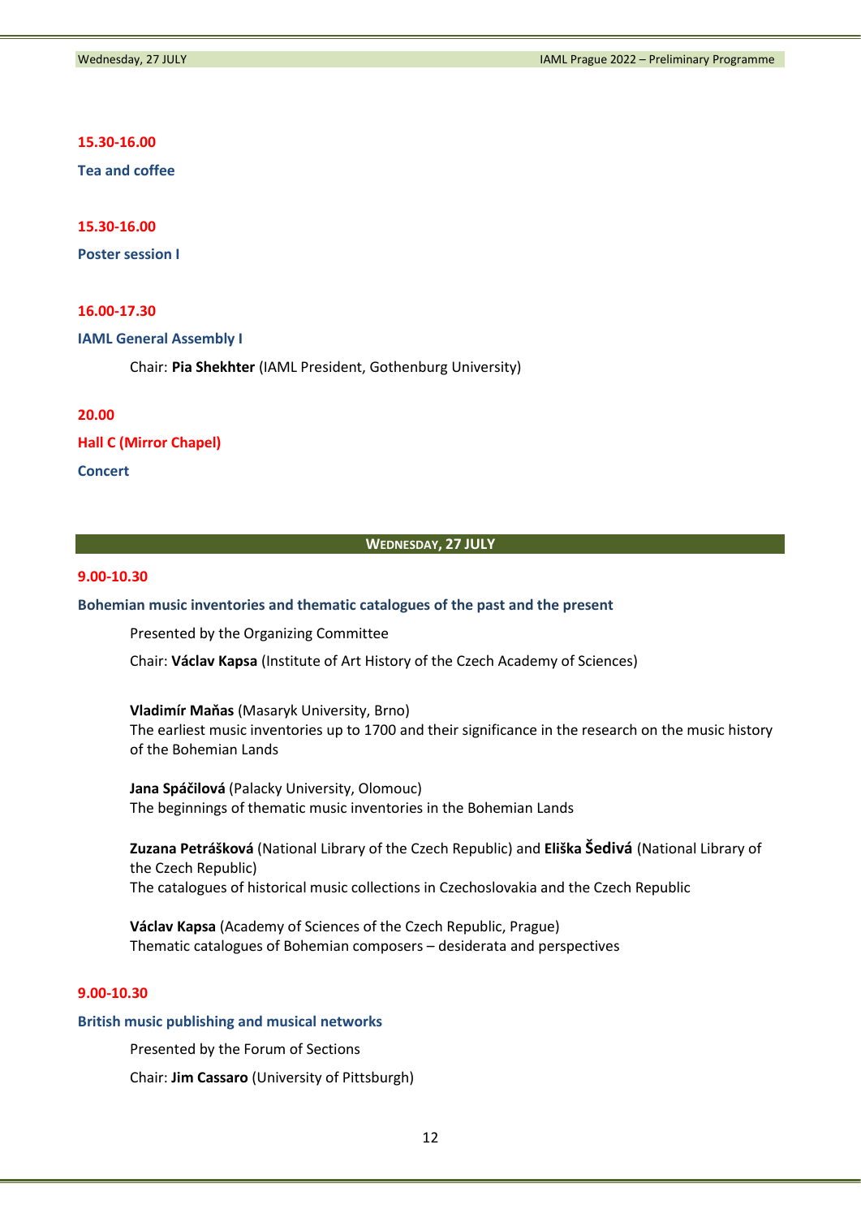**15.30-16.00**

**Tea and coffee**

**15.30-16.00**

**Poster session I**

**16.00-17.30**

**IAML General Assembly I**

Chair: **Pia Shekhter** (IAML President, Gothenburg University)

**20.00**

**Hall C (Mirror Chapel)**

**Concert**

## WEDNESDAY, 27 JULY

**9.00-10.30**

**Bohemian music inventories and thematic catalogues of the past and the present**

Presented by the Organizing Committee

Chair: **Václav Kapsa** (Institute of Art History of the Czech Academy of Sciences)

**Vladimír Maňas** (Masaryk University, Brno)
The earliest music inventories up to 1700 and their significance in the research on the music history of the Bohemian Lands

**Jana Spáčilová** (Palacky University, Olomouc)
The beginnings of thematic music inventories in the Bohemian Lands

**Zuzana Petrášková** (National Library of the Czech Republic) and **Eliška Šedivá** (National Library of the Czech Republic)
The catalogues of historical music collections in Czechoslovakia and the Czech Republic

**Václav Kapsa** (Academy of Sciences of the Czech Republic, Prague)
Thematic catalogues of Bohemian composers – desiderata and perspectives

**9.00-10.30**

**British music publishing and musical networks**

Presented by the Forum of Sections

Chair: **Jim Cassaro** (University of Pittsburgh)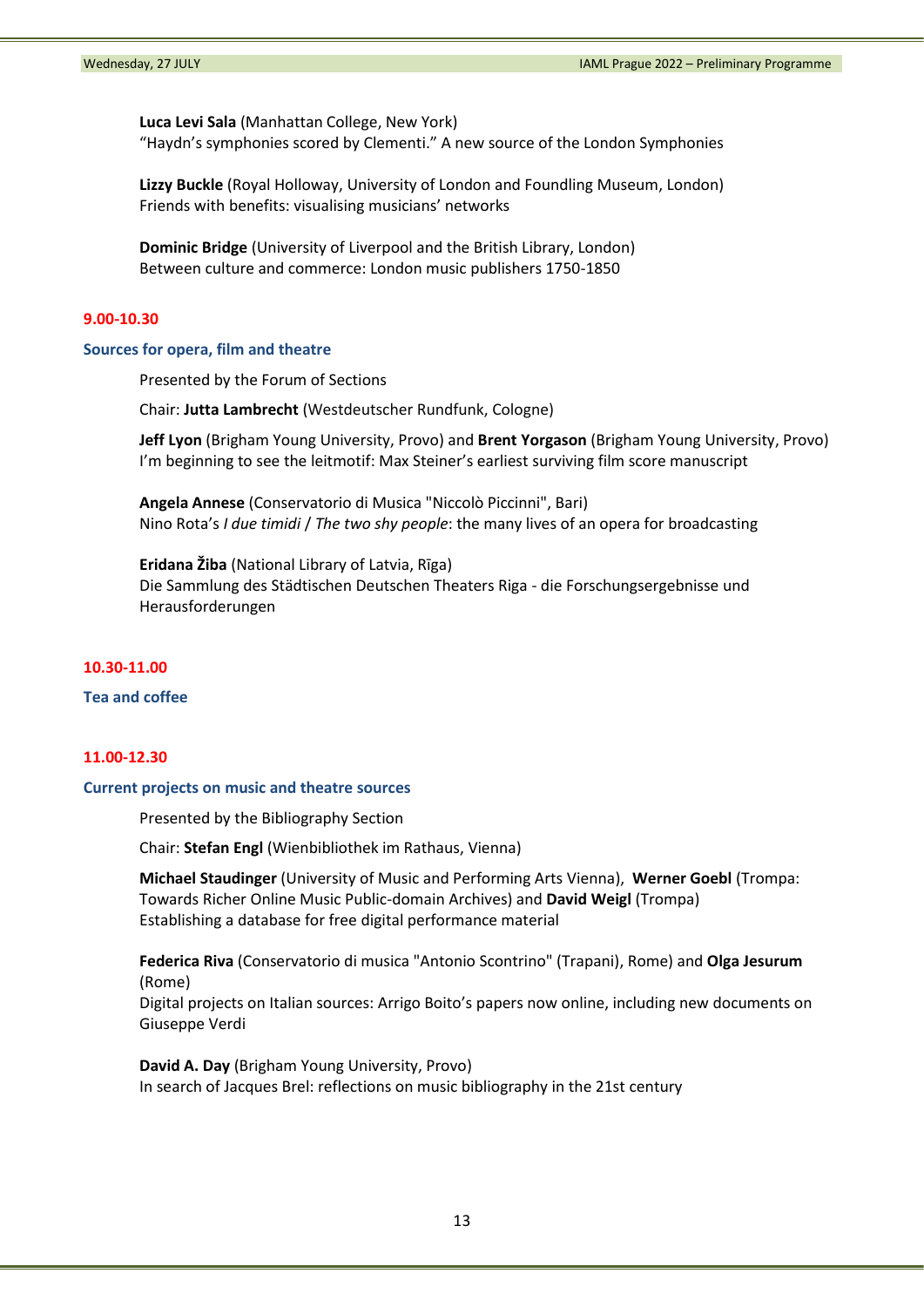**Luca Levi Sala** (Manhattan College, New York)
"Haydn's symphonies scored by Clementi." A new source of the London Symphonies

**Lizzy Buckle** (Royal Holloway, University of London and Foundling Museum, London)
Friends with benefits: visualising musicians' networks

**Dominic Bridge** (University of Liverpool and the British Library, London)
Between culture and commerce: London music publishers 1750-1850

**9.00-10.30**

### Sources for opera, film and theatre

Presented by the Forum of Sections

Chair: **Jutta Lambrecht** (Westdeutscher Rundfunk, Cologne)

**Jeff Lyon** (Brigham Young University, Provo) and **Brent Yorgason** (Brigham Young University, Provo)
I'm beginning to see the leitmotif: Max Steiner's earliest surviving film score manuscript

**Angela Annese** (Conservatorio di Musica "Niccolò Piccinni", Bari)
Nino Rota's *I due timidi* / *The two shy people*: the many lives of an opera for broadcasting

**Eridana Žiba** (National Library of Latvia, Rīga)
Die Sammlung des Städtischen Deutschen Theaters Riga - die Forschungsergebnisse und Herausforderungen

**10.30-11.00**

### Tea and coffee

**11.00-12.30**

### Current projects on music and theatre sources

Presented by the Bibliography Section

Chair: **Stefan Engl** (Wienbibliothek im Rathaus, Vienna)

**Michael Staudinger** (University of Music and Performing Arts Vienna), **Werner Goebl** (Trompa: Towards Richer Online Music Public-domain Archives) and **David Weigl** (Trompa)
Establishing a database for free digital performance material

**Federica Riva** (Conservatorio di musica "Antonio Scontrino" (Trapani), Rome) and **Olga Jesurum** (Rome)
Digital projects on Italian sources: Arrigo Boito's papers now online, including new documents on Giuseppe Verdi

**David A. Day** (Brigham Young University, Provo)
In search of Jacques Brel: reflections on music bibliography in the 21st century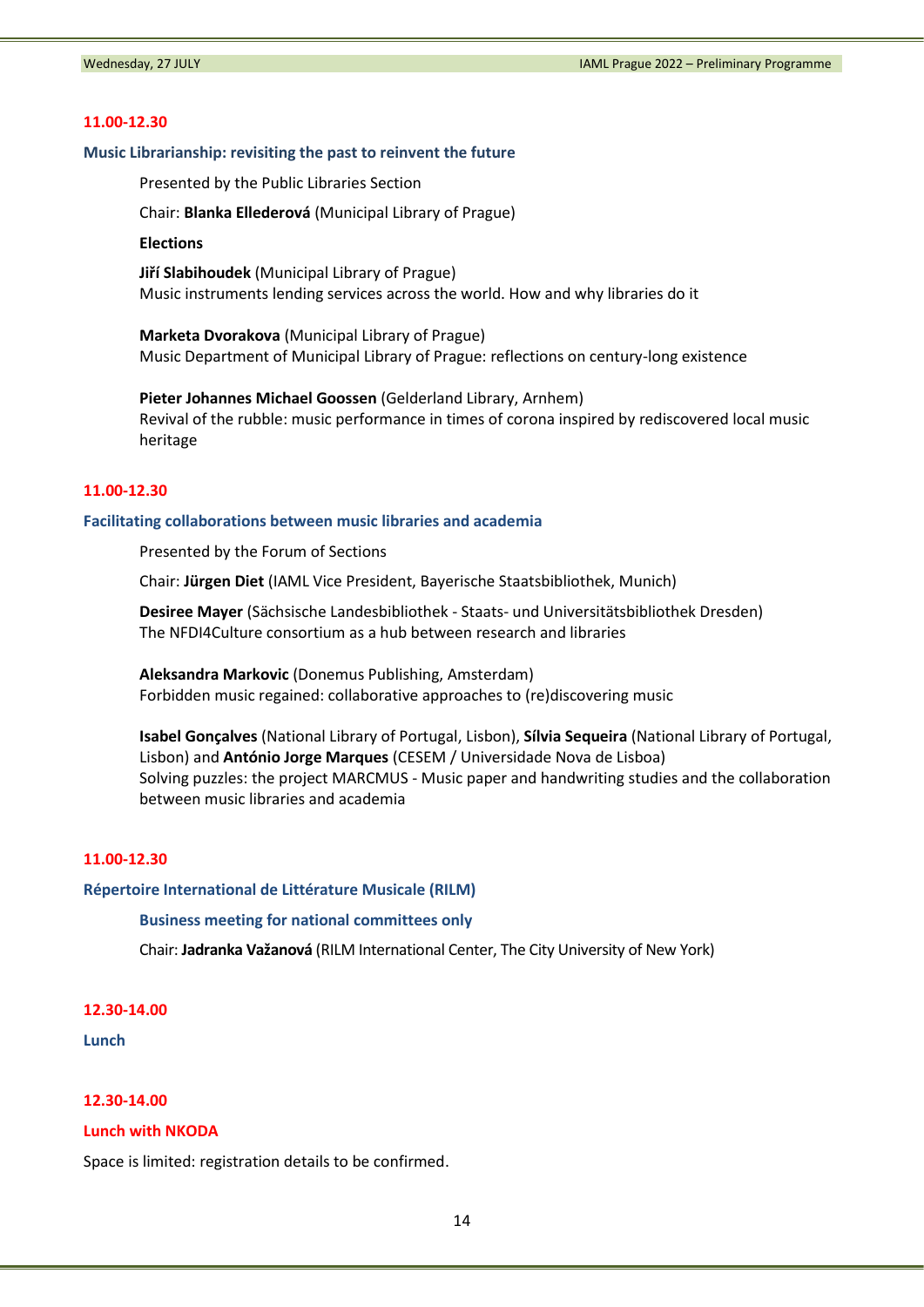**11.00-12.30**

### Music Librarianship: revisiting the past to reinvent the future

Presented by the Public Libraries Section

Chair: **Blanka Ellederová** (Municipal Library of Prague)

**Elections**

**Jiří Slabihoudek** (Municipal Library of Prague)
Music instruments lending services across the world. How and why libraries do it

**Marketa Dvorakova** (Municipal Library of Prague)
Music Department of Municipal Library of Prague: reflections on century-long existence

**Pieter Johannes Michael Goossen** (Gelderland Library, Arnhem)
Revival of the rubble: music performance in times of corona inspired by rediscovered local music heritage

**11.00-12.30**

### Facilitating collaborations between music libraries and academia

Presented by the Forum of Sections

Chair: **Jürgen Diet** (IAML Vice President, Bayerische Staatsbibliothek, Munich)

**Desiree Mayer** (Sächsische Landesbibliothek - Staats- und Universitätsbibliothek Dresden)
The NFDI4Culture consortium as a hub between research and libraries

**Aleksandra Markovic** (Donemus Publishing, Amsterdam)
Forbidden music regained: collaborative approaches to (re)discovering music

**Isabel Gonçalves** (National Library of Portugal, Lisbon), **Sílvia Sequeira** (National Library of Portugal, Lisbon) and **António Jorge Marques** (CESEM / Universidade Nova de Lisboa)
Solving puzzles: the project MARCMUS - Music paper and handwriting studies and the collaboration between music libraries and academia

**11.00-12.30**

### Répertoire International de Littérature Musicale (RILM)

**Business meeting for national committees only**

Chair: **Jadranka Važanová** (RILM International Center, The City University of New York)

**12.30-14.00**

### Lunch

**12.30-14.00**

### Lunch with NKODA

Space is limited: registration details to be confirmed.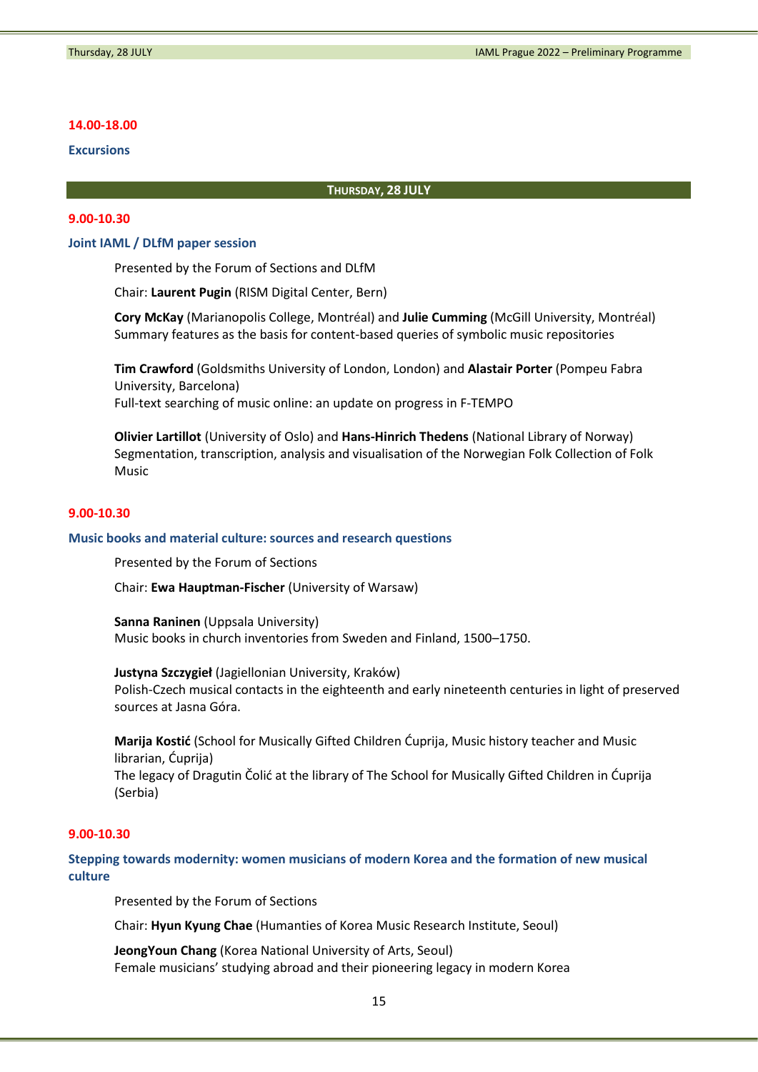**14.00-18.00**

**Excursions**

## THURSDAY, 28 JULY

**9.00-10.30**

### Joint IAML / DLfM paper session

Presented by the Forum of Sections and DLfM

Chair: **Laurent Pugin** (RISM Digital Center, Bern)

**Cory McKay** (Marianopolis College, Montréal) and **Julie Cumming** (McGill University, Montréal)
Summary features as the basis for content-based queries of symbolic music repositories

**Tim Crawford** (Goldsmiths University of London, London) and **Alastair Porter** (Pompeu Fabra University, Barcelona)
Full-text searching of music online: an update on progress in F-TEMPO

**Olivier Lartillot** (University of Oslo) and **Hans-Hinrich Thedens** (National Library of Norway)
Segmentation, transcription, analysis and visualisation of the Norwegian Folk Collection of Folk Music

**9.00-10.30**

### Music books and material culture: sources and research questions

Presented by the Forum of Sections

Chair: **Ewa Hauptman-Fischer** (University of Warsaw)

**Sanna Raninen** (Uppsala University)
Music books in church inventories from Sweden and Finland, 1500–1750.

**Justyna Szczygieł** (Jagiellonian University, Kraków)
Polish-Czech musical contacts in the eighteenth and early nineteenth centuries in light of preserved sources at Jasna Góra.

**Marija Kostić** (School for Musically Gifted Children Ćuprija, Music history teacher and Music librarian, Ćuprija)
The legacy of Dragutin Čolić at the library of The School for Musically Gifted Children in Ćuprija (Serbia)

**9.00-10.30**

### Stepping towards modernity: women musicians of modern Korea and the formation of new musical culture

Presented by the Forum of Sections

Chair: **Hyun Kyung Chae** (Humanties of Korea Music Research Institute, Seoul)

**JeongYoun Chang** (Korea National University of Arts, Seoul)
Female musicians' studying abroad and their pioneering legacy in modern Korea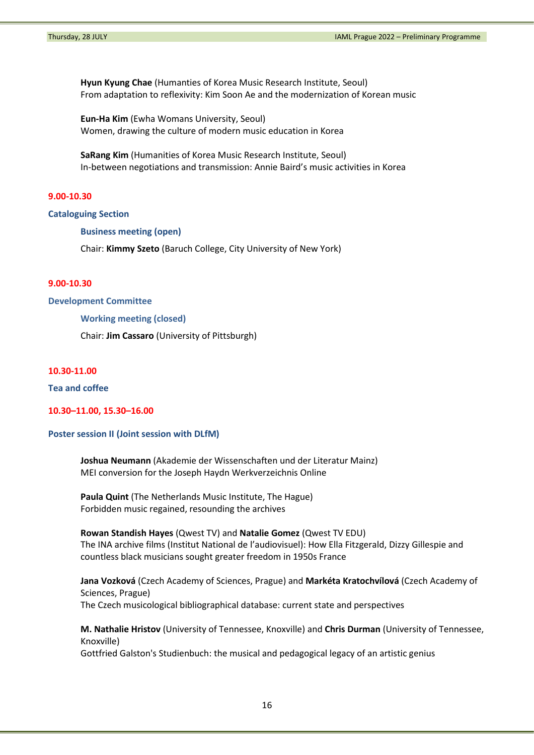**Hyun Kyung Chae** (Humanties of Korea Music Research Institute, Seoul)
From adaptation to reflexivity: Kim Soon Ae and the modernization of Korean music

**Eun-Ha Kim** (Ewha Womans University, Seoul)
Women, drawing the culture of modern music education in Korea

**SaRang Kim** (Humanities of Korea Music Research Institute, Seoul)
In-between negotiations and transmission: Annie Baird's music activities in Korea

**9.00-10.30**

### Cataloguing Section

#### Business meeting (open)

Chair: **Kimmy Szeto** (Baruch College, City University of New York)

**9.00-10.30**

### Development Committee

#### Working meeting (closed)

Chair: **Jim Cassaro** (University of Pittsburgh)

**10.30-11.00**

### Tea and coffee

**10.30–11.00, 15.30–16.00**

### Poster session II (Joint session with DLfM)

**Joshua Neumann** (Akademie der Wissenschaften und der Literatur Mainz)
MEI conversion for the Joseph Haydn Werkverzeichnis Online

**Paula Quint** (The Netherlands Music Institute, The Hague)
Forbidden music regained, resounding the archives

**Rowan Standish Hayes** (Qwest TV) and **Natalie Gomez** (Qwest TV EDU)
The INA archive films (Institut National de l'audiovisuel): How Ella Fitzgerald, Dizzy Gillespie and countless black musicians sought greater freedom in 1950s France

**Jana Vozková** (Czech Academy of Sciences, Prague) and **Markéta Kratochvílová** (Czech Academy of Sciences, Prague)
The Czech musicological bibliographical database: current state and perspectives

**M. Nathalie Hristov** (University of Tennessee, Knoxville) and **Chris Durman** (University of Tennessee, Knoxville)
Gottfried Galston's Studienbuch: the musical and pedagogical legacy of an artistic genius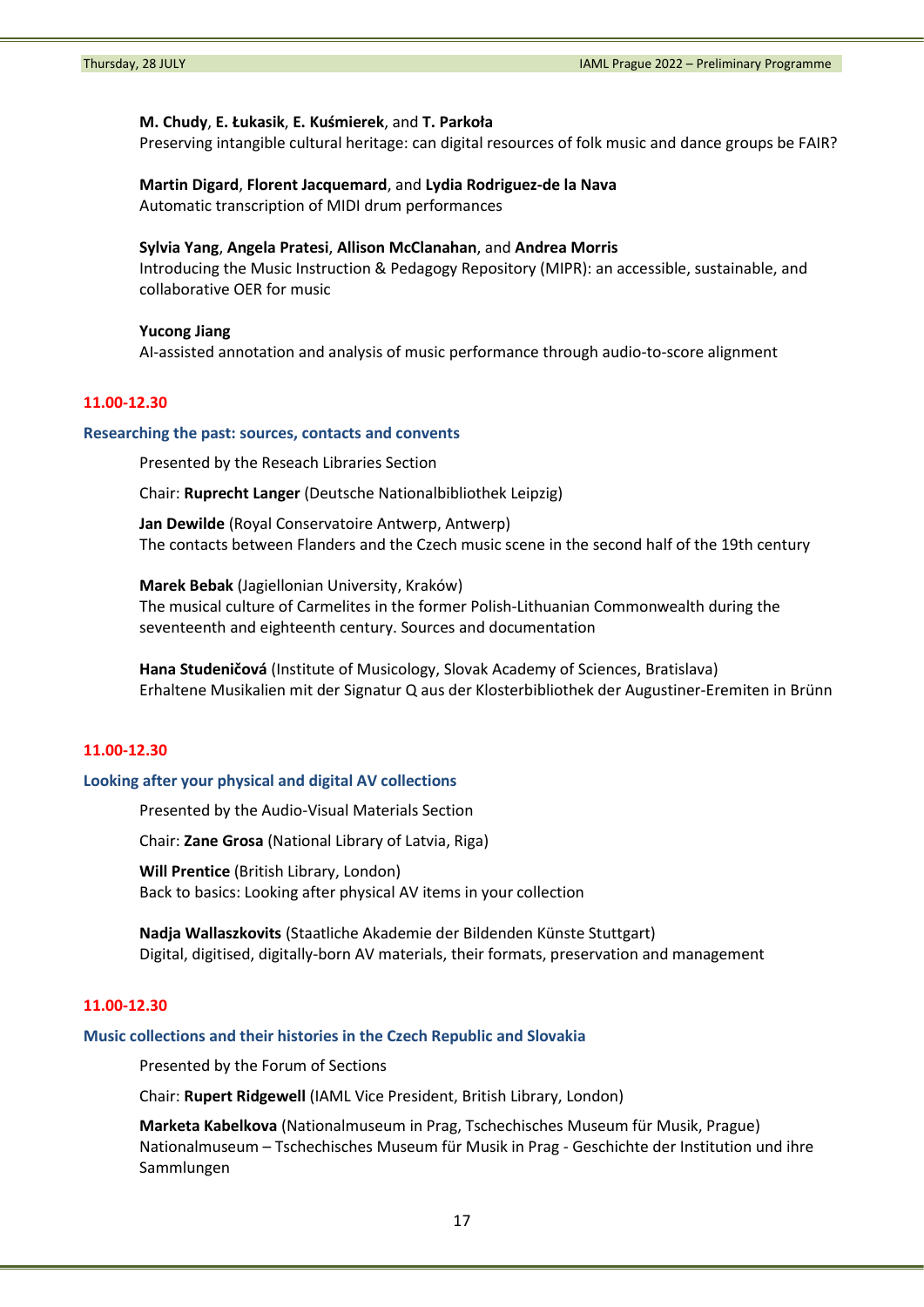**M. Chudy**, **E. Łukasik**, **E. Kuśmierek**, and **T. Parkoła**
Preserving intangible cultural heritage: can digital resources of folk music and dance groups be FAIR?

**Martin Digard**, **Florent Jacquemard**, and **Lydia Rodriguez-de la Nava**
Automatic transcription of MIDI drum performances

**Sylvia Yang**, **Angela Pratesi**, **Allison McClanahan**, and **Andrea Morris**
Introducing the Music Instruction & Pedagogy Repository (MIPR): an accessible, sustainable, and collaborative OER for music

**Yucong Jiang**
AI-assisted annotation and analysis of music performance through audio-to-score alignment

**11.00-12.30**

### Researching the past: sources, contacts and convents

Presented by the Reseach Libraries Section

Chair: **Ruprecht Langer** (Deutsche Nationalbibliothek Leipzig)

**Jan Dewilde** (Royal Conservatoire Antwerp, Antwerp)
The contacts between Flanders and the Czech music scene in the second half of the 19th century

**Marek Bebak** (Jagiellonian University, Kraków)
The musical culture of Carmelites in the former Polish-Lithuanian Commonwealth during the seventeenth and eighteenth century. Sources and documentation

**Hana Studeničová** (Institute of Musicology, Slovak Academy of Sciences, Bratislava)
Erhaltene Musikalien mit der Signatur Q aus der Klosterbibliothek der Augustiner-Eremiten in Brünn

**11.00-12.30**

### Looking after your physical and digital AV collections

Presented by the Audio-Visual Materials Section

Chair: **Zane Grosa** (National Library of Latvia, Riga)

**Will Prentice** (British Library, London)
Back to basics: Looking after physical AV items in your collection

**Nadja Wallaszkovits** (Staatliche Akademie der Bildenden Künste Stuttgart)
Digital, digitised, digitally-born AV materials, their formats, preservation and management

**11.00-12.30**

### Music collections and their histories in the Czech Republic and Slovakia

Presented by the Forum of Sections

Chair: **Rupert Ridgewell** (IAML Vice President, British Library, London)

**Marketa Kabelkova** (Nationalmuseum in Prag, Tschechisches Museum für Musik, Prague)
Nationalmuseum – Tschechisches Museum für Musik in Prag - Geschichte der Institution und ihre Sammlungen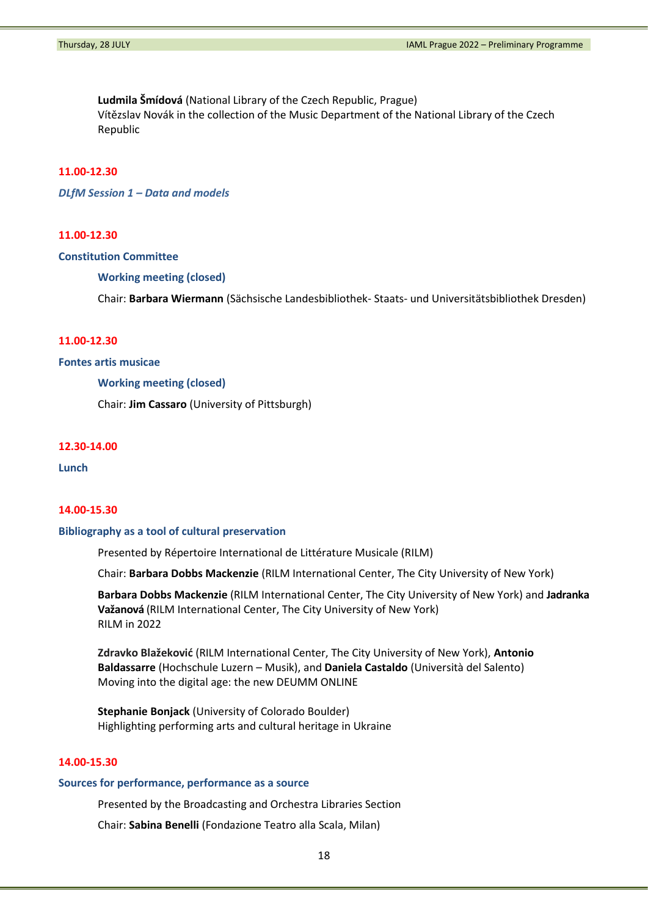**Ludmila Šmídová** (National Library of the Czech Republic, Prague)
Vítězslav Novák in the collection of the Music Department of the National Library of the Czech Republic

**11.00-12.30**

***DLfM Session 1 – Data and models***

**11.00-12.30**

**Constitution Committee**

**Working meeting (closed)**

Chair: **Barbara Wiermann** (Sächsische Landesbibliothek- Staats- und Universitätsbibliothek Dresden)

**11.00-12.30**

**Fontes artis musicae**

**Working meeting (closed)**

Chair: **Jim Cassaro** (University of Pittsburgh)

**12.30-14.00**

**Lunch**

**14.00-15.30**

**Bibliography as a tool of cultural preservation**

Presented by Répertoire International de Littérature Musicale (RILM)

Chair: **Barbara Dobbs Mackenzie** (RILM International Center, The City University of New York)

**Barbara Dobbs Mackenzie** (RILM International Center, The City University of New York) and **Jadranka Važanová** (RILM International Center, The City University of New York)
RILM in 2022

**Zdravko Blažeković** (RILM International Center, The City University of New York), **Antonio Baldassarre** (Hochschule Luzern – Musik), and **Daniela Castaldo** (Università del Salento)
Moving into the digital age: the new DEUMM ONLINE

**Stephanie Bonjack** (University of Colorado Boulder)
Highlighting performing arts and cultural heritage in Ukraine

**14.00-15.30**

**Sources for performance, performance as a source**

Presented by the Broadcasting and Orchestra Libraries Section

Chair: **Sabina Benelli** (Fondazione Teatro alla Scala, Milan)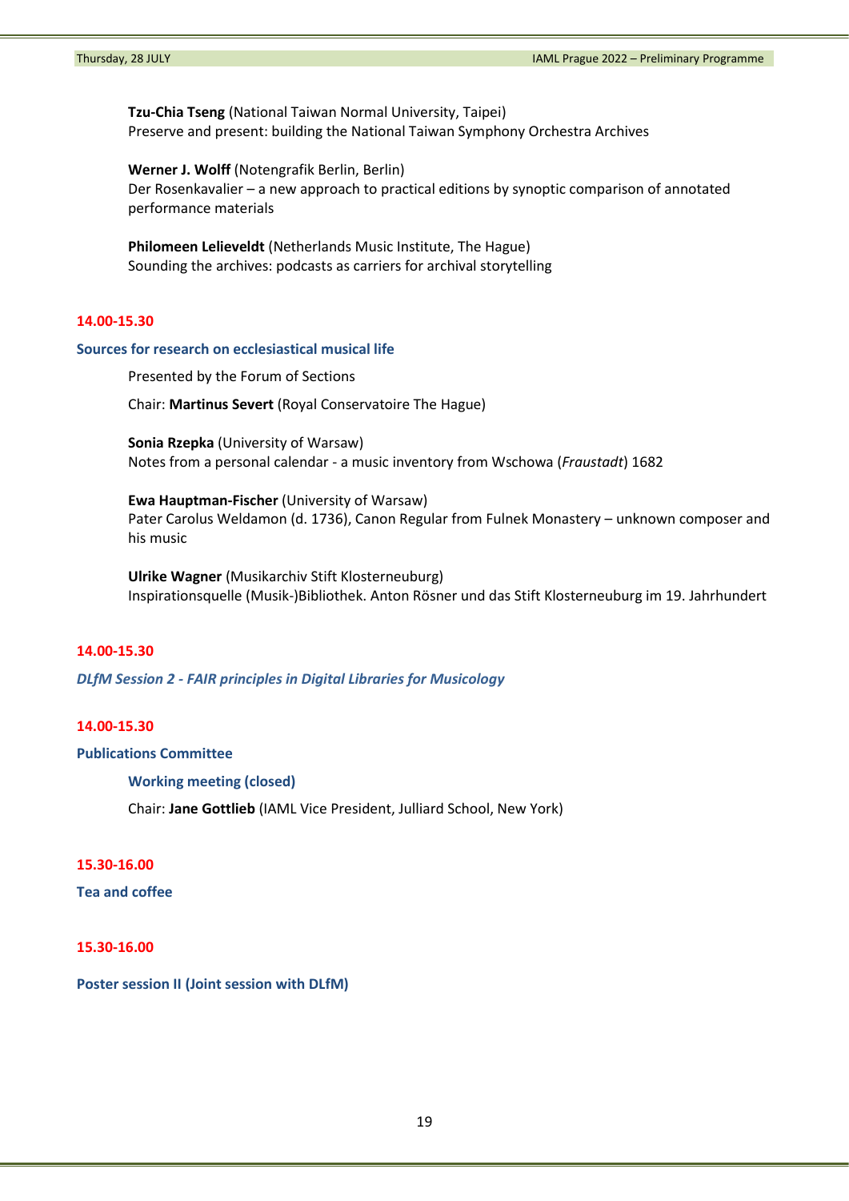**Tzu-Chia Tseng** (National Taiwan Normal University, Taipei)
Preserve and present: building the National Taiwan Symphony Orchestra Archives

**Werner J. Wolff** (Notengrafik Berlin, Berlin)
Der Rosenkavalier – a new approach to practical editions by synoptic comparison of annotated performance materials

**Philomeen Lelieveldt** (Netherlands Music Institute, The Hague)
Sounding the archives: podcasts as carriers for archival storytelling

**14.00-15.30**

### Sources for research on ecclesiastical musical life

Presented by the Forum of Sections

Chair: **Martinus Severt** (Royal Conservatoire The Hague)

**Sonia Rzepka** (University of Warsaw)
Notes from a personal calendar - a music inventory from Wschowa (*Fraustadt*) 1682

**Ewa Hauptman-Fischer** (University of Warsaw)
Pater Carolus Weldamon (d. 1736), Canon Regular from Fulnek Monastery – unknown composer and his music

**Ulrike Wagner** (Musikarchiv Stift Klosterneuburg)
Inspirationsquelle (Musik-)Bibliothek. Anton Rösner und das Stift Klosterneuburg im 19. Jahrhundert

**14.00-15.30**

### *DLfM Session 2 - FAIR principles in Digital Libraries for Musicology*

**14.00-15.30**

### Publications Committee

**Working meeting (closed)**

Chair: **Jane Gottlieb** (IAML Vice President, Julliard School, New York)

**15.30-16.00**

### Tea and coffee

**15.30-16.00**

### Poster session II (Joint session with DLfM)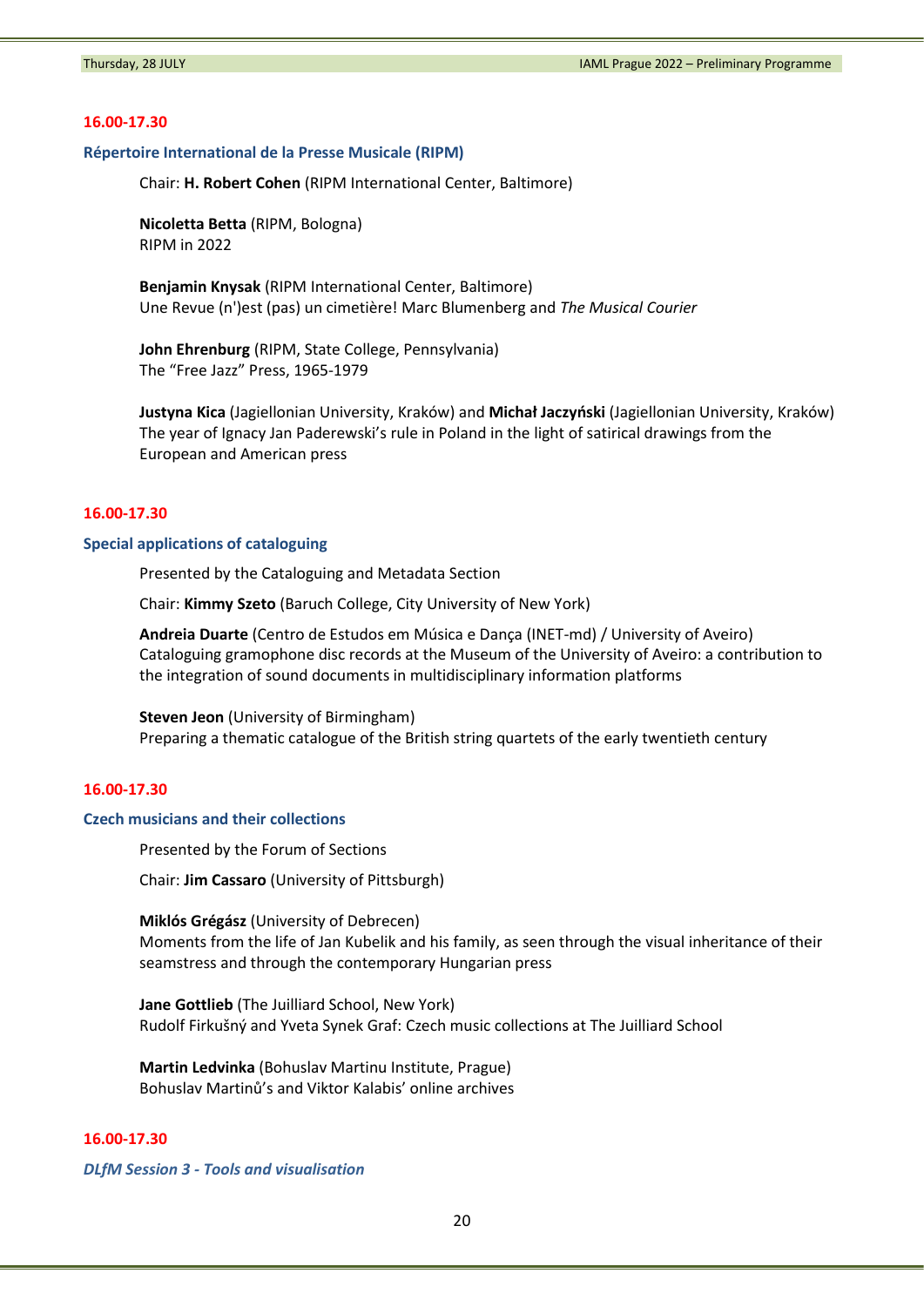**16.00-17.30**

### Répertoire International de la Presse Musicale (RIPM)

Chair: **H. Robert Cohen** (RIPM International Center, Baltimore)

**Nicoletta Betta** (RIPM, Bologna)
RIPM in 2022

**Benjamin Knysak** (RIPM International Center, Baltimore)
Une Revue (n')est (pas) un cimetière! Marc Blumenberg and *The Musical Courier*

**John Ehrenburg** (RIPM, State College, Pennsylvania)
The "Free Jazz" Press, 1965-1979

**Justyna Kica** (Jagiellonian University, Kraków) and **Michał Jaczyński** (Jagiellonian University, Kraków)
The year of Ignacy Jan Paderewski's rule in Poland in the light of satirical drawings from the European and American press

**16.00-17.30**

### Special applications of cataloguing

Presented by the Cataloguing and Metadata Section

Chair: **Kimmy Szeto** (Baruch College, City University of New York)

**Andreia Duarte** (Centro de Estudos em Música e Dança (INET-md) / University of Aveiro)
Cataloguing gramophone disc records at the Museum of the University of Aveiro: a contribution to the integration of sound documents in multidisciplinary information platforms

**Steven Jeon** (University of Birmingham)
Preparing a thematic catalogue of the British string quartets of the early twentieth century

**16.00-17.30**

### Czech musicians and their collections

Presented by the Forum of Sections

Chair: **Jim Cassaro** (University of Pittsburgh)

**Miklós Grégász** (University of Debrecen)
Moments from the life of Jan Kubelik and his family, as seen through the visual inheritance of their seamstress and through the contemporary Hungarian press

**Jane Gottlieb** (The Juilliard School, New York)
Rudolf Firkušný and Yveta Synek Graf: Czech music collections at The Juilliard School

**Martin Ledvinka** (Bohuslav Martinu Institute, Prague)
Bohuslav Martinů's and Viktor Kalabis' online archives

**16.00-17.30**

### *DLfM Session 3 - Tools and visualisation*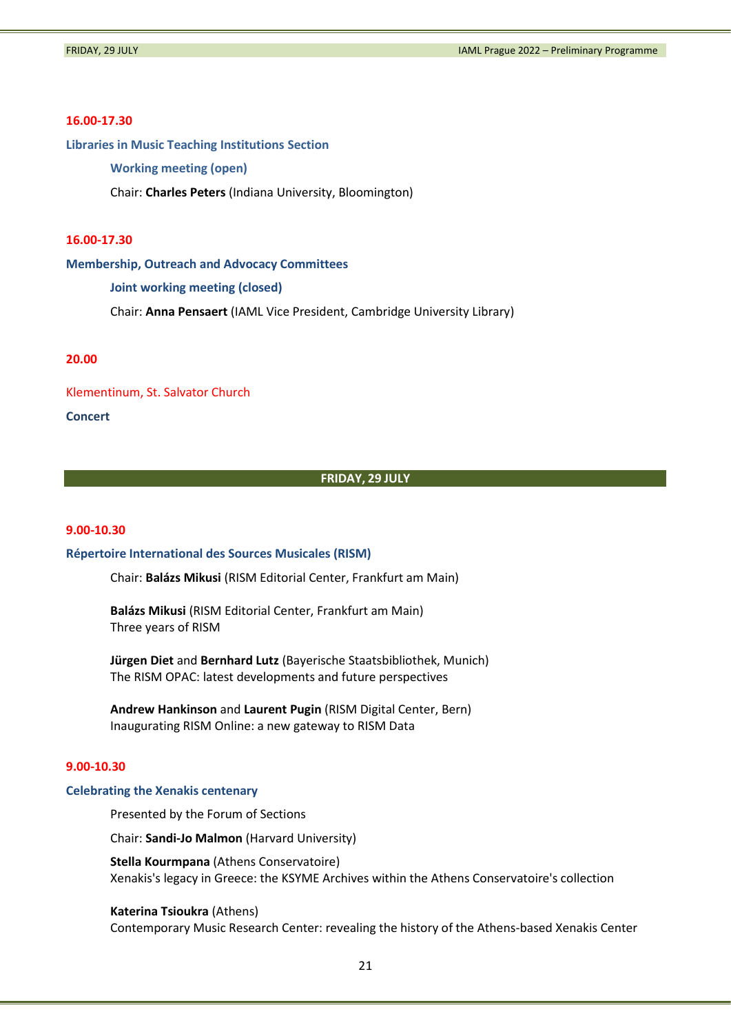**16.00-17.30**

**Libraries in Music Teaching Institutions Section**

**Working meeting (open)**

Chair: **Charles Peters** (Indiana University, Bloomington)

**16.00-17.30**

**Membership, Outreach and Advocacy Committees**

**Joint working meeting (closed)**

Chair: **Anna Pensaert** (IAML Vice President, Cambridge University Library)

**20.00**

Klementinum, St. Salvator Church

**Concert**

## FRIDAY, 29 JULY

**9.00-10.30**

**Répertoire International des Sources Musicales (RISM)**

Chair: **Balázs Mikusi** (RISM Editorial Center, Frankfurt am Main)

**Balázs Mikusi** (RISM Editorial Center, Frankfurt am Main)
Three years of RISM

**Jürgen Diet** and **Bernhard Lutz** (Bayerische Staatsbibliothek, Munich)
The RISM OPAC: latest developments and future perspectives

**Andrew Hankinson** and **Laurent Pugin** (RISM Digital Center, Bern)
Inaugurating RISM Online: a new gateway to RISM Data

**9.00-10.30**

**Celebrating the Xenakis centenary**

Presented by the Forum of Sections

Chair: **Sandi-Jo Malmon** (Harvard University)

**Stella Kourmpana** (Athens Conservatoire)
Xenakis's legacy in Greece: the KSYME Archives within the Athens Conservatoire's collection

**Katerina Tsioukra** (Athens)
Contemporary Music Research Center: revealing the history of the Athens-based Xenakis Center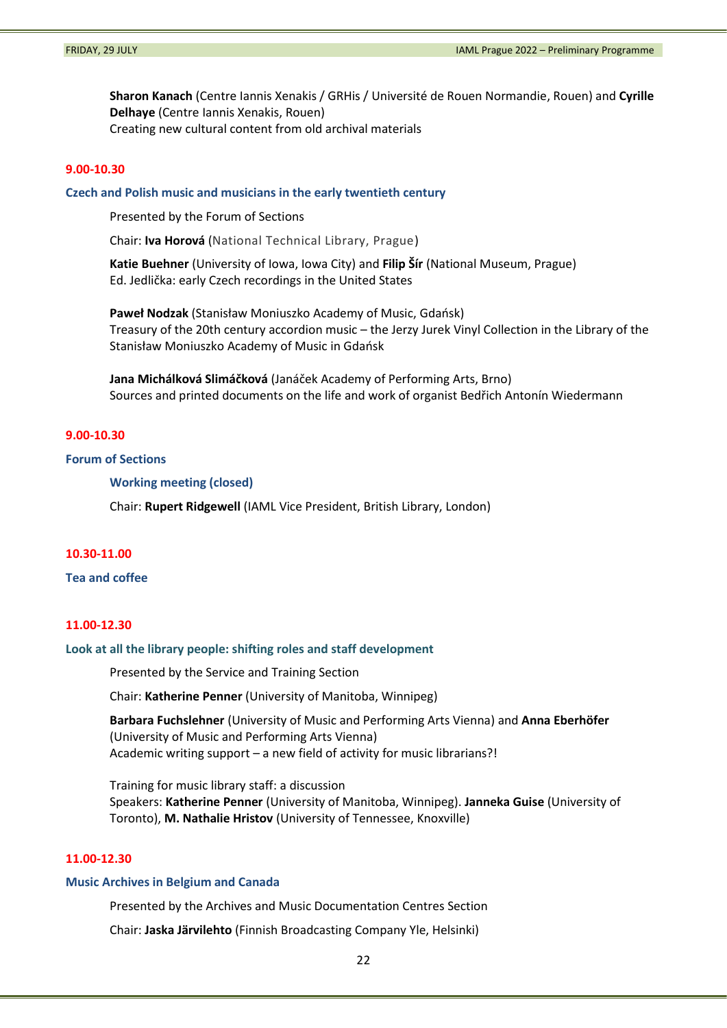**Sharon Kanach** (Centre Iannis Xenakis / GRHis / Université de Rouen Normandie, Rouen) and **Cyrille Delhaye** (Centre Iannis Xenakis, Rouen)
Creating new cultural content from old archival materials

#### 9.00-10.30

### Czech and Polish music and musicians in the early twentieth century

Presented by the Forum of Sections

Chair: **Iva Horová** (National Technical Library, Prague)

**Katie Buehner** (University of Iowa, Iowa City) and **Filip Šír** (National Museum, Prague)
Ed. Jedlička: early Czech recordings in the United States

**Paweł Nodzak** (Stanisław Moniuszko Academy of Music, Gdańsk)
Treasury of the 20th century accordion music – the Jerzy Jurek Vinyl Collection in the Library of the Stanisław Moniuszko Academy of Music in Gdańsk

**Jana Michálková Slimáčková** (Janáček Academy of Performing Arts, Brno)
Sources and printed documents on the life and work of organist Bedřich Antonín Wiedermann

#### 9.00-10.30

### Forum of Sections

**Working meeting (closed)**

Chair: **Rupert Ridgewell** (IAML Vice President, British Library, London)

#### 10.30-11.00

### Tea and coffee

#### 11.00-12.30

### Look at all the library people: shifting roles and staff development

Presented by the Service and Training Section

Chair: **Katherine Penner** (University of Manitoba, Winnipeg)

**Barbara Fuchslehner** (University of Music and Performing Arts Vienna) and **Anna Eberhöfer** (University of Music and Performing Arts Vienna)
Academic writing support – a new field of activity for music librarians?!

Training for music library staff: a discussion
Speakers: **Katherine Penner** (University of Manitoba, Winnipeg). **Janneka Guise** (University of Toronto), **M. Nathalie Hristov** (University of Tennessee, Knoxville)

#### 11.00-12.30

### Music Archives in Belgium and Canada

Presented by the Archives and Music Documentation Centres Section

Chair: **Jaska Järvilehto** (Finnish Broadcasting Company Yle, Helsinki)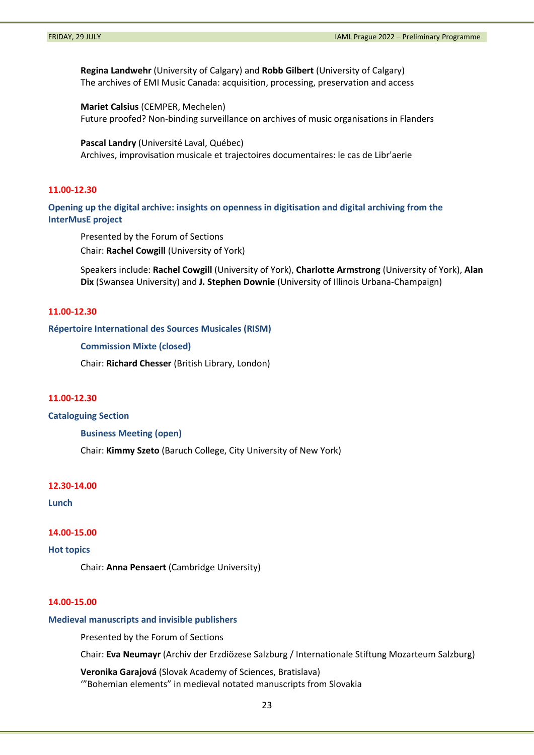**Regina Landwehr** (University of Calgary) and **Robb Gilbert** (University of Calgary)
The archives of EMI Music Canada: acquisition, processing, preservation and access

**Mariet Calsius** (CEMPER, Mechelen)
Future proofed? Non-binding surveillance on archives of music organisations in Flanders

**Pascal Landry** (Université Laval, Québec)
Archives, improvisation musicale et trajectoires documentaires: le cas de Libr'aerie

**11.00-12.30**

**Opening up the digital archive: insights on openness in digitisation and digital archiving from the InterMusE project**

Presented by the Forum of Sections

Chair: **Rachel Cowgill** (University of York)

Speakers include: **Rachel Cowgill** (University of York), **Charlotte Armstrong** (University of York), **Alan Dix** (Swansea University) and **J. Stephen Downie** (University of Illinois Urbana-Champaign)

**11.00-12.30**

**Répertoire International des Sources Musicales (RISM)**

**Commission Mixte (closed)**

Chair: **Richard Chesser** (British Library, London)

**11.00-12.30**

**Cataloguing Section**

**Business Meeting (open)**

Chair: **Kimmy Szeto** (Baruch College, City University of New York)

**12.30-14.00**

**Lunch**

**14.00-15.00**

**Hot topics**

Chair: **Anna Pensaert** (Cambridge University)

**14.00-15.00**

**Medieval manuscripts and invisible publishers**

Presented by the Forum of Sections

Chair: **Eva Neumayr** (Archiv der Erzdiözese Salzburg / Internationale Stiftung Mozarteum Salzburg)

**Veronika Garajová** (Slovak Academy of Sciences, Bratislava)
'"Bohemian elements" in medieval notated manuscripts from Slovakia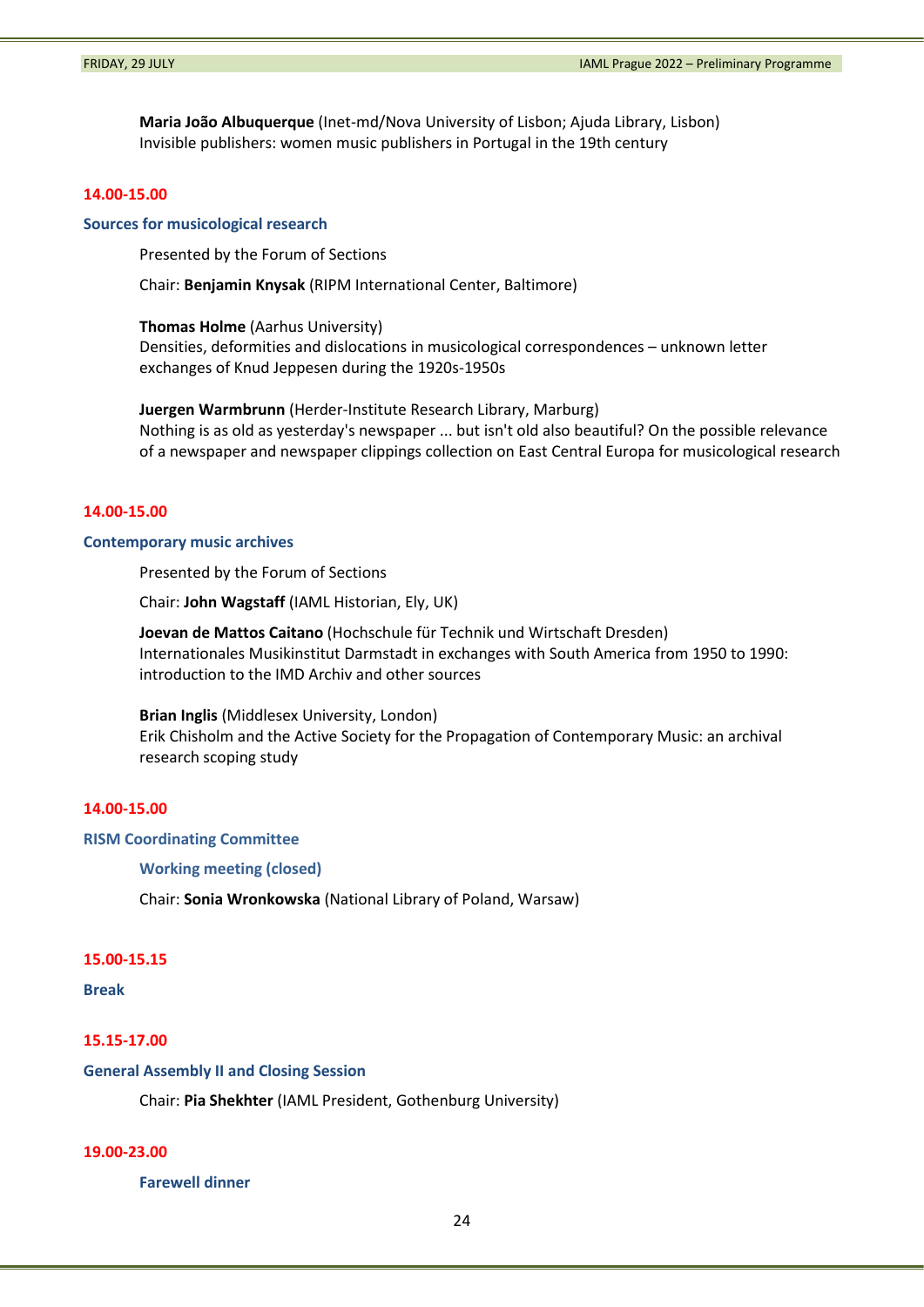**Maria João Albuquerque** (Inet-md/Nova University of Lisbon; Ajuda Library, Lisbon)
Invisible publishers: women music publishers in Portugal in the 19th century

**14.00-15.00**

### Sources for musicological research

Presented by the Forum of Sections

Chair: **Benjamin Knysak** (RIPM International Center, Baltimore)

**Thomas Holme** (Aarhus University)
Densities, deformities and dislocations in musicological correspondences – unknown letter exchanges of Knud Jeppesen during the 1920s-1950s

**Juergen Warmbrunn** (Herder-Institute Research Library, Marburg)
Nothing is as old as yesterday's newspaper ... but isn't old also beautiful? On the possible relevance of a newspaper and newspaper clippings collection on East Central Europa for musicological research

**14.00-15.00**

### Contemporary music archives

Presented by the Forum of Sections

Chair: **John Wagstaff** (IAML Historian, Ely, UK)

**Joevan de Mattos Caitano** (Hochschule für Technik und Wirtschaft Dresden)
Internationales Musikinstitut Darmstadt in exchanges with South America from 1950 to 1990: introduction to the IMD Archiv and other sources

**Brian Inglis** (Middlesex University, London)
Erik Chisholm and the Active Society for the Propagation of Contemporary Music: an archival research scoping study

**14.00-15.00**

### RISM Coordinating Committee

#### Working meeting (closed)

Chair: **Sonia Wronkowska** (National Library of Poland, Warsaw)

**15.00-15.15**

### Break

**15.15-17.00**

### General Assembly II and Closing Session

Chair: **Pia Shekhter** (IAML President, Gothenburg University)

**19.00-23.00**

#### Farewell dinner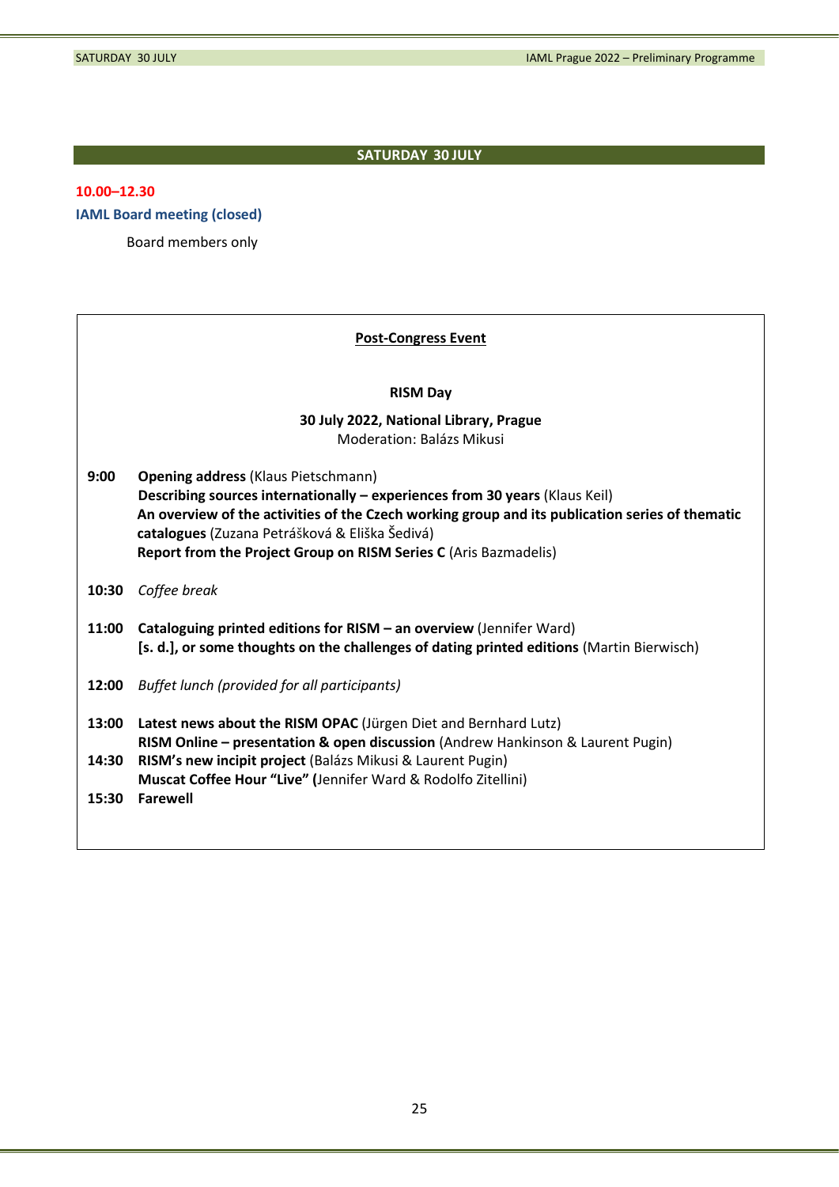## SATURDAY 30 JULY

**10.00–12.30**

**IAML Board meeting (closed)**

Board members only

**Post-Congress Event**

**RISM Day**

**30 July 2022, National Library, Prague**
Moderation: Balázs Mikusi

**9:00** **Opening address** (Klaus Pietschmann)
**Describing sources internationally – experiences from 30 years** (Klaus Keil)
**An overview of the activities of the Czech working group and its publication series of thematic catalogues** (Zuzana Petrášková & Eliška Šedivá)
**Report from the Project Group on RISM Series C** (Aris Bazmadelis)

**10:30** *Coffee break*

**11:00** **Cataloguing printed editions for RISM – an overview** (Jennifer Ward)
**[s. d.], or some thoughts on the challenges of dating printed editions** (Martin Bierwisch)

**12:00** *Buffet lunch (provided for all participants)*

**13:00** **Latest news about the RISM OPAC** (Jürgen Diet and Bernhard Lutz)
**RISM Online – presentation & open discussion** (Andrew Hankinson & Laurent Pugin)

**14:30** **RISM's new incipit project** (Balázs Mikusi & Laurent Pugin)
**Muscat Coffee Hour "Live" (**Jennifer Ward & Rodolfo Zitellini)

**15:30** **Farewell**